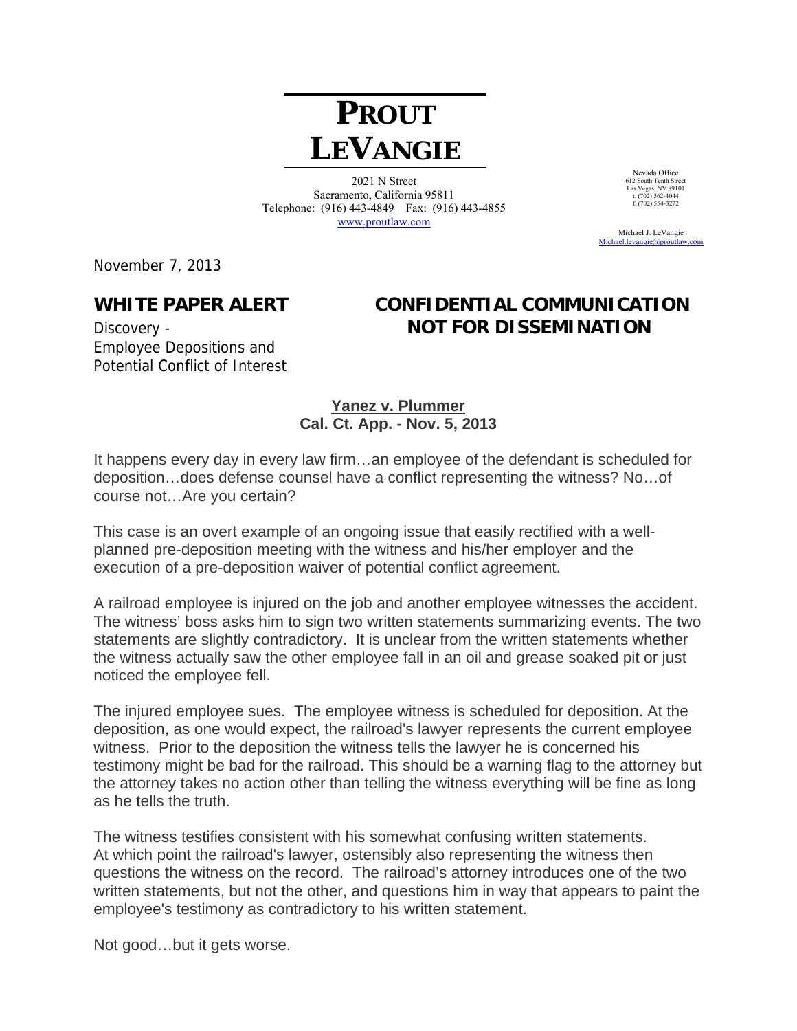# PROUT LEVANGIE

2021 N Street
Sacramento, California 95811
Telephone: (916) 443-4849 Fax: (916) 443-4855
www.proutlaw.com

Nevada Office
612 South Tenth Street
Las Vegas, NV 89101
t. (702) 562-4044
f. (702) 554-3272

Michael J. LeVangie
Michael.levangie@proutlaw.com

November 7, 2013

**WHITE PAPER ALERT**

Discovery -
Employee Depositions and
Potential Conflict of Interest

**CONFIDENTIAL COMMUNICATION
NOT FOR DISSEMINATION**

**<u>Yanez v. Plummer</u>**
**Cal. Ct. App. - Nov. 5, 2013**

It happens every day in every law firm…an employee of the defendant is scheduled for deposition…does defense counsel have a conflict representing the witness? No…of course not…Are you certain?

This case is an overt example of an ongoing issue that easily rectified with a well-planned pre-deposition meeting with the witness and his/her employer and the execution of a pre-deposition waiver of potential conflict agreement.

A railroad employee is injured on the job and another employee witnesses the accident. The witness' boss asks him to sign two written statements summarizing events. The two statements are slightly contradictory. It is unclear from the written statements whether the witness actually saw the other employee fall in an oil and grease soaked pit or just noticed the employee fell.

The injured employee sues. The employee witness is scheduled for deposition. At the deposition, as one would expect, the railroad's lawyer represents the current employee witness. Prior to the deposition the witness tells the lawyer he is concerned his testimony might be bad for the railroad. This should be a warning flag to the attorney but the attorney takes no action other than telling the witness everything will be fine as long as he tells the truth.

The witness testifies consistent with his somewhat confusing written statements. At which point the railroad's lawyer, ostensibly also representing the witness then questions the witness on the record. The railroad's attorney introduces one of the two written statements, but not the other, and questions him in way that appears to paint the employee's testimony as contradictory to his written statement.

Not good…but it gets worse.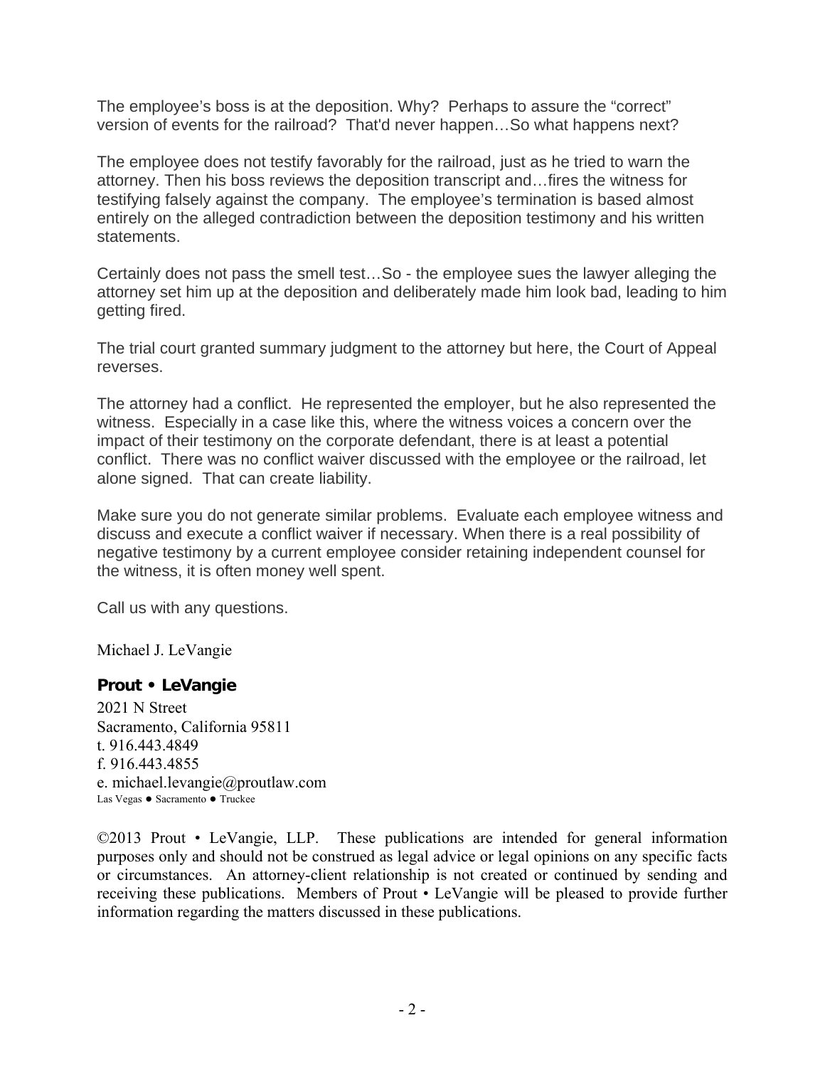The employee's boss is at the deposition. Why? Perhaps to assure the "correct" version of events for the railroad? That'd never happen…So what happens next?

The employee does not testify favorably for the railroad, just as he tried to warn the attorney. Then his boss reviews the deposition transcript and…fires the witness for testifying falsely against the company. The employee's termination is based almost entirely on the alleged contradiction between the deposition testimony and his written statements.

Certainly does not pass the smell test…So - the employee sues the lawyer alleging the attorney set him up at the deposition and deliberately made him look bad, leading to him getting fired.

The trial court granted summary judgment to the attorney but here, the Court of Appeal reverses.

The attorney had a conflict. He represented the employer, but he also represented the witness. Especially in a case like this, where the witness voices a concern over the impact of their testimony on the corporate defendant, there is at least a potential conflict. There was no conflict waiver discussed with the employee or the railroad, let alone signed. That can create liability.

Make sure you do not generate similar problems. Evaluate each employee witness and discuss and execute a conflict waiver if necessary. When there is a real possibility of negative testimony by a current employee consider retaining independent counsel for the witness, it is often money well spent.

Call us with any questions.

Michael J. LeVangie

**Prout • LeVangie**

2021 N Street
Sacramento, California 95811
t. 916.443.4849
f. 916.443.4855
e. michael.levangie@proutlaw.com
Las Vegas ● Sacramento ● Truckee

©2013 Prout • LeVangie, LLP. These publications are intended for general information purposes only and should not be construed as legal advice or legal opinions on any specific facts or circumstances. An attorney-client relationship is not created or continued by sending and receiving these publications. Members of Prout • LeVangie will be pleased to provide further information regarding the matters discussed in these publications.